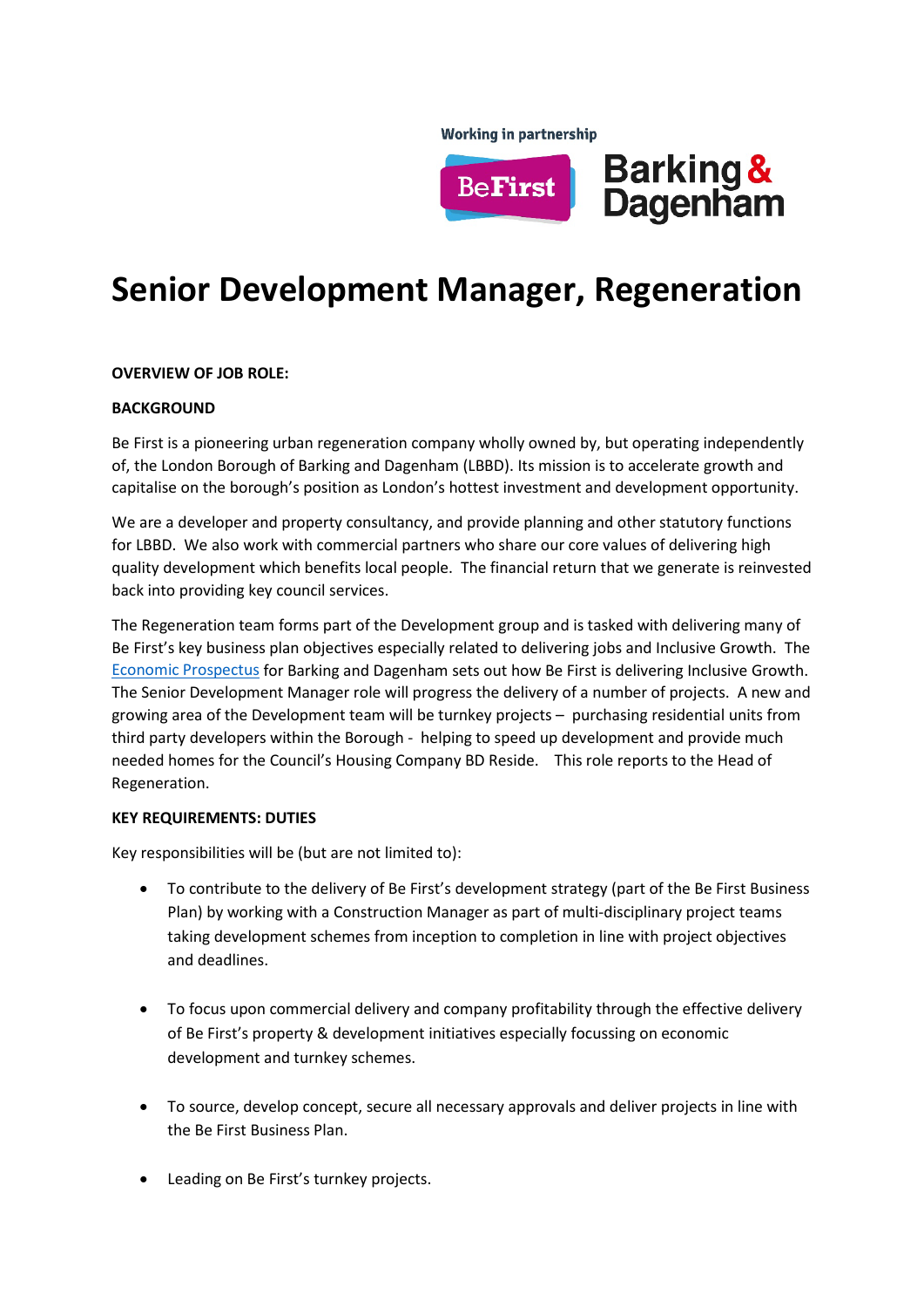Working in partnership

BeFirst Barking & Dagenham

# Senior Development Manager, Regeneration

**OVERVIEW OF JOB ROLE:**

**BACKGROUND**

Be First is a pioneering urban regeneration company wholly owned by, but operating independently of, the London Borough of Barking and Dagenham (LBBD). Its mission is to accelerate growth and capitalise on the borough's position as London's hottest investment and development opportunity.

We are a developer and property consultancy, and provide planning and other statutory functions for LBBD. We also work with commercial partners who share our core values of delivering high quality development which benefits local people. The financial return that we generate is reinvested back into providing key council services.

The Regeneration team forms part of the Development group and is tasked with delivering many of Be First's key business plan objectives especially related to delivering jobs and Inclusive Growth. The Economic Prospectus for Barking and Dagenham sets out how Be First is delivering Inclusive Growth. The Senior Development Manager role will progress the delivery of a number of projects. A new and growing area of the Development team will be turnkey projects – purchasing residential units from third party developers within the Borough - helping to speed up development and provide much needed homes for the Council's Housing Company BD Reside. This role reports to the Head of Regeneration.

**KEY REQUIREMENTS: DUTIES**

Key responsibilities will be (but are not limited to):

- To contribute to the delivery of Be First's development strategy (part of the Be First Business Plan) by working with a Construction Manager as part of multi-disciplinary project teams taking development schemes from inception to completion in line with project objectives and deadlines.

- To focus upon commercial delivery and company profitability through the effective delivery of Be First's property & development initiatives especially focussing on economic development and turnkey schemes.

- To source, develop concept, secure all necessary approvals and deliver projects in line with the Be First Business Plan.

- Leading on Be First's turnkey projects.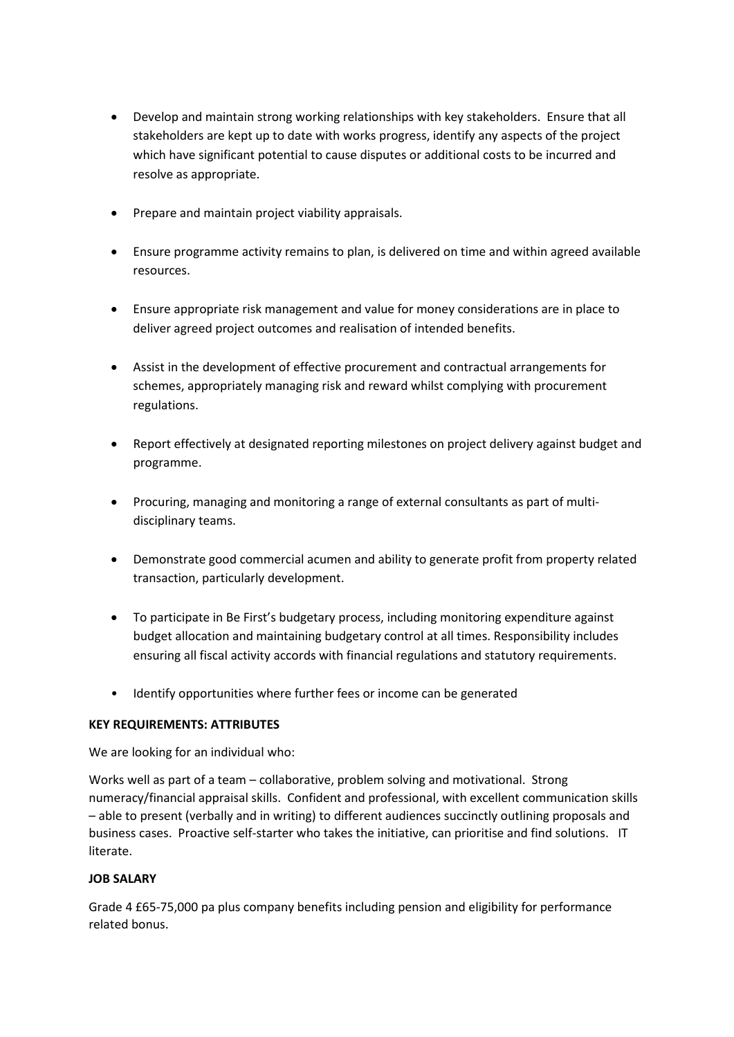- Develop and maintain strong working relationships with key stakeholders. Ensure that all stakeholders are kept up to date with works progress, identify any aspects of the project which have significant potential to cause disputes or additional costs to be incurred and resolve as appropriate.
- Prepare and maintain project viability appraisals.
- Ensure programme activity remains to plan, is delivered on time and within agreed available resources.
- Ensure appropriate risk management and value for money considerations are in place to deliver agreed project outcomes and realisation of intended benefits.
- Assist in the development of effective procurement and contractual arrangements for schemes, appropriately managing risk and reward whilst complying with procurement regulations.
- Report effectively at designated reporting milestones on project delivery against budget and programme.
- Procuring, managing and monitoring a range of external consultants as part of multi-disciplinary teams.
- Demonstrate good commercial acumen and ability to generate profit from property related transaction, particularly development.
- To participate in Be First's budgetary process, including monitoring expenditure against budget allocation and maintaining budgetary control at all times. Responsibility includes ensuring all fiscal activity accords with financial regulations and statutory requirements.
- Identify opportunities where further fees or income can be generated

**KEY REQUIREMENTS: ATTRIBUTES**

We are looking for an individual who:

Works well as part of a team – collaborative, problem solving and motivational. Strong numeracy/financial appraisal skills. Confident and professional, with excellent communication skills – able to present (verbally and in writing) to different audiences succinctly outlining proposals and business cases. Proactive self-starter who takes the initiative, can prioritise and find solutions. IT literate.

**JOB SALARY**

Grade 4 £65-75,000 pa plus company benefits including pension and eligibility for performance related bonus.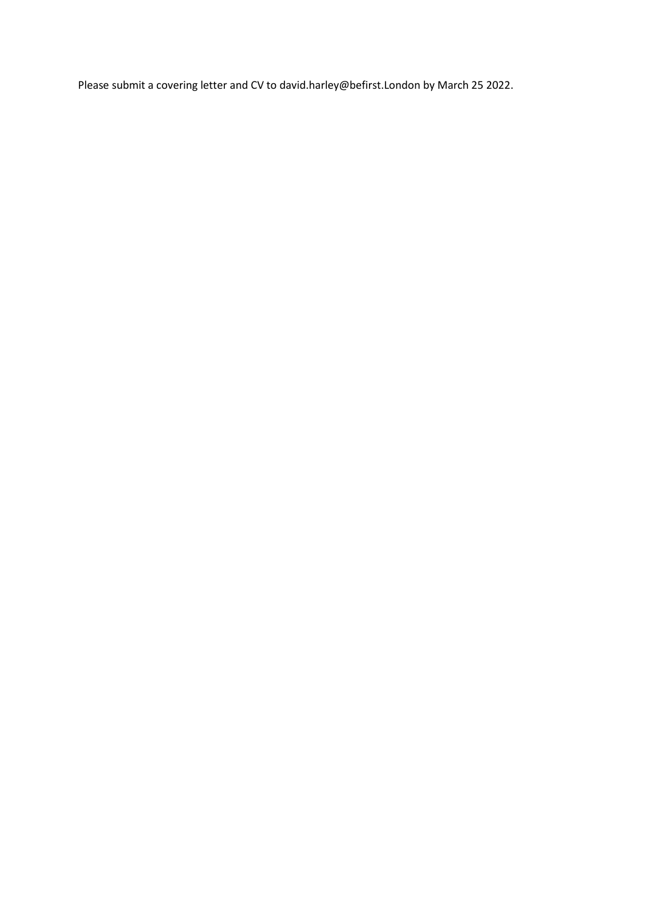Please submit a covering letter and CV to david.harley@befirst.London by March 25 2022.